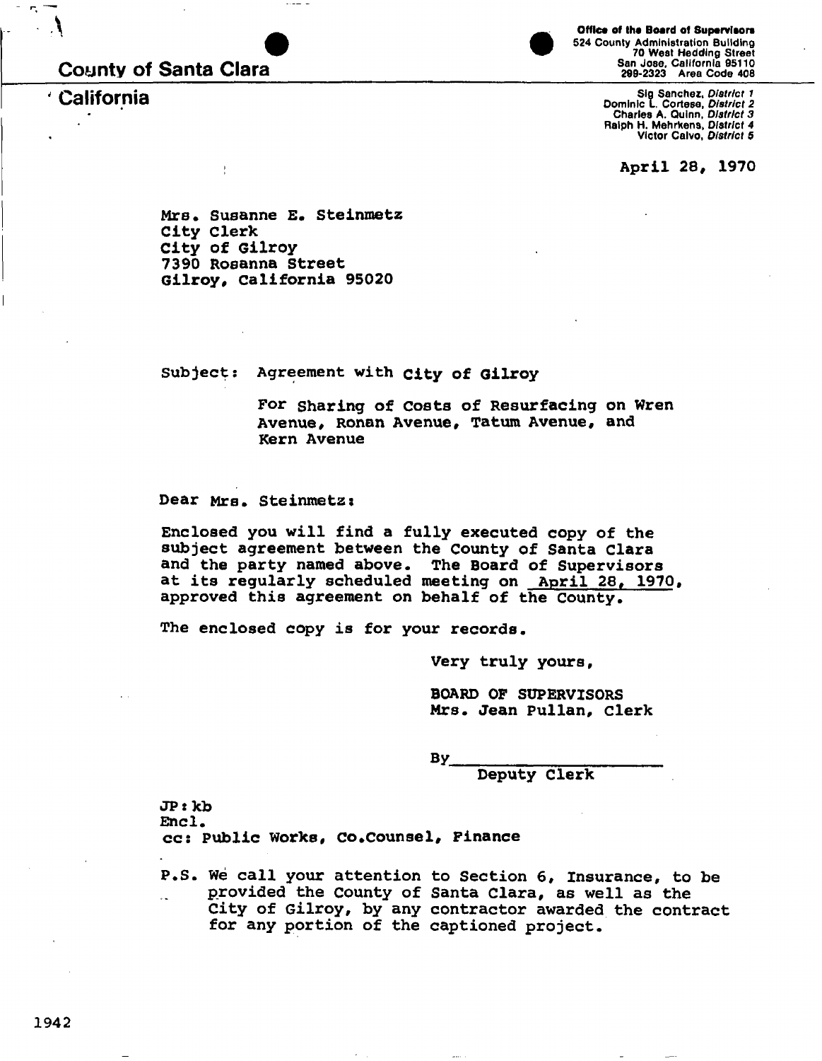# County of Santa Clara

## California

**Office of the Board of Supervisors**
524 County Administration Building
70 West Hedding Street
San Jose, California 95110
299-2323 Area Code 408

Sig Sanchez, *District 1*
Dominic L. Cortese, *District 2*
Charles A. Quinn, *District 3*
Ralph H. Mehrkens, *District 4*
Victor Calvo, *District 5*

April 28, 1970

Mrs. Susanne E. Steinmetz
City Clerk
City of Gilroy
7390 Rosanna Street
Gilroy, California 95020

Subject: Agreement with City of Gilroy

For Sharing of Costs of Resurfacing on Wren Avenue, Ronan Avenue, Tatum Avenue, and Kern Avenue

Dear Mrs. Steinmetz:

Enclosed you will find a fully executed copy of the subject agreement between the County of Santa Clara and the party named above. The Board of Supervisors at its regularly scheduled meeting on April 28, 1970, approved this agreement on behalf of the County.

The enclosed copy is for your records.

Very truly yours,

BOARD OF SUPERVISORS
Mrs. Jean Pullan, Clerk

By_______________________
Deputy Clerk

JP:kb
Encl.
cc: Public Works, Co.Counsel, Finance

P.S. We call your attention to Section 6, Insurance, to be provided the County of Santa Clara, as well as the City of Gilroy, by any contractor awarded the contract for any portion of the captioned project.

1942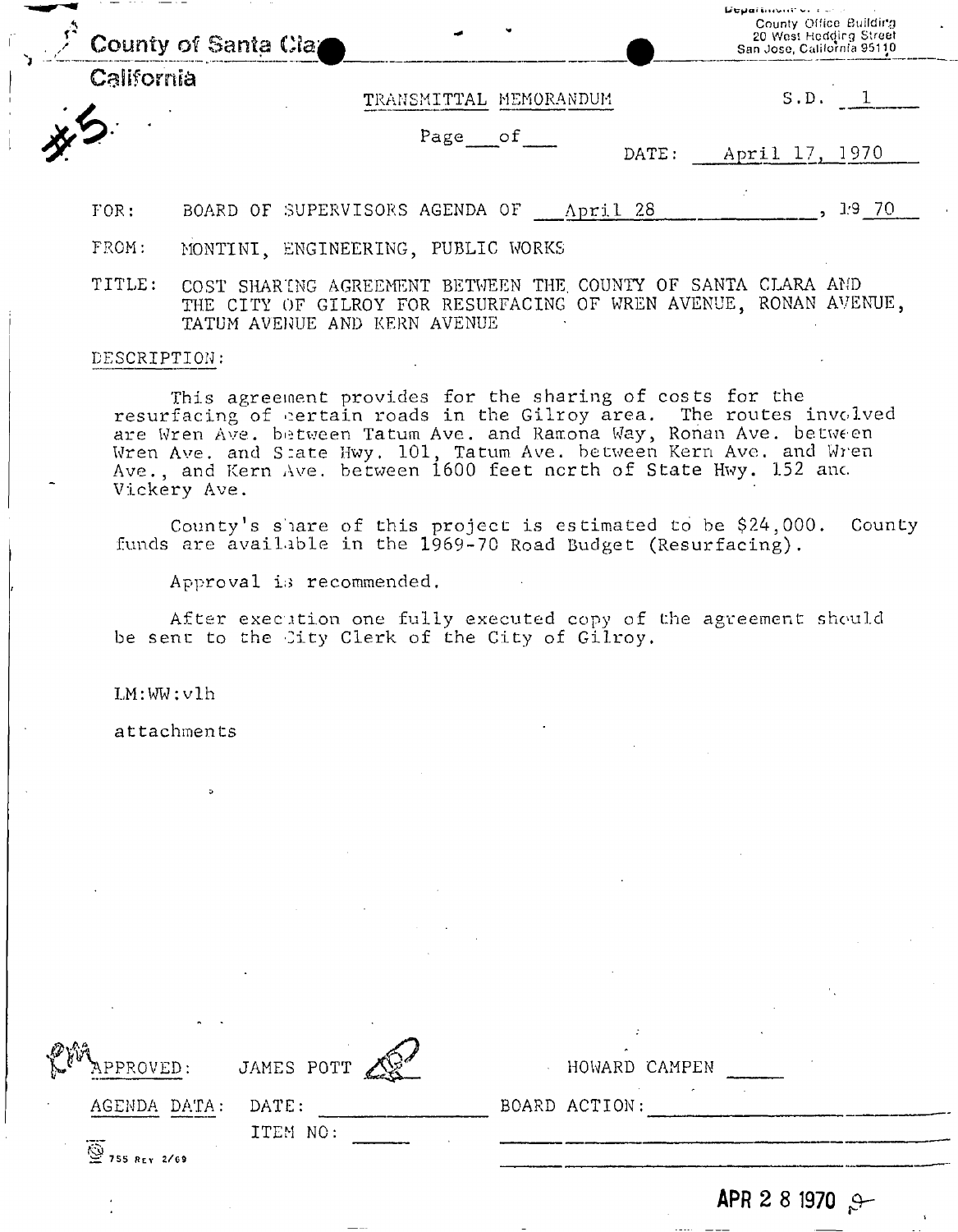County of Santa Clara
California

Department of ...
County Office Building
20 West Hedding Street
San Jose, California 95110

#5

TRANSMITTAL MEMORANDUM

S.D. 1

Page \_\_\_ of \_\_\_

DATE: April 17, 1970

FOR: BOARD OF SUPERVISORS AGENDA OF April 28, 1970

FROM: MONTINI, ENGINEERING, PUBLIC WORKS

TITLE: COST SHARING AGREEMENT BETWEEN THE COUNTY OF SANTA CLARA AND THE CITY OF GILROY FOR RESURFACING OF WREN AVENUE, RONAN AVENUE, TATUM AVENUE AND KERN AVENUE

DESCRIPTION:

This agreement provides for the sharing of costs for the resurfacing of certain roads in the Gilroy area. The routes involved are Wren Ave. between Tatum Ave. and Ramona Way, Ronan Ave. between Wren Ave. and State Hwy. 101, Tatum Ave. between Kern Ave. and Wren Ave., and Kern Ave. between 1600 feet north of State Hwy. 152 and Vickery Ave.

County's share of this project is estimated to be $24,000. County funds are available in the 1969-70 Road Budget (Resurfacing).

Approval is recommended.

After execution one fully executed copy of the agreement should be sent to the City Clerk of the City of Gilroy.

LM:WW:vlh

attachments

APPROVED: JAMES POTT HOWARD CAMPEN

AGENDA DATA: DATE: BOARD ACTION:

ITEM NO:

755 REV 2/69

APR 28 1970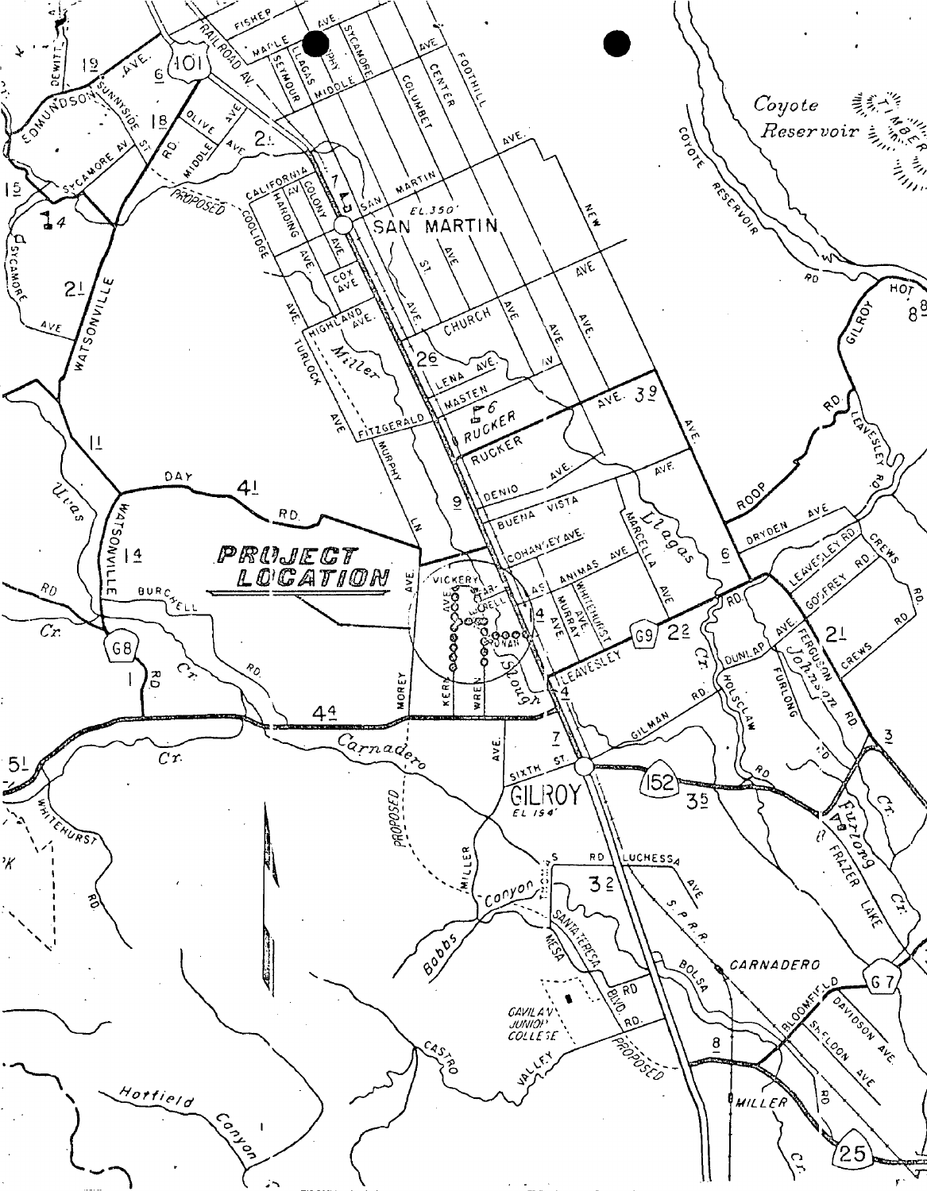**PROJECT LOCATION**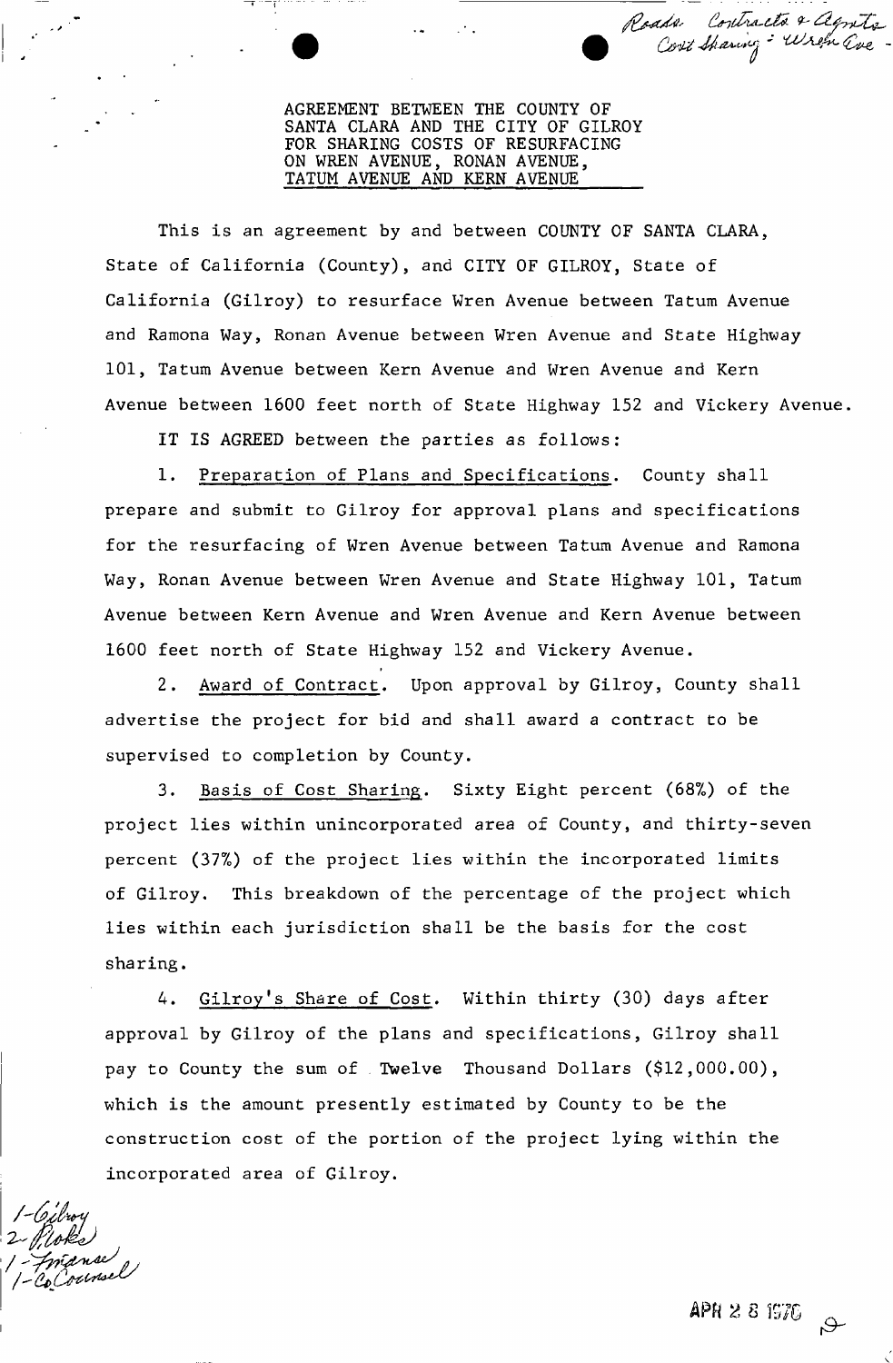Roads Contracts & Agmts
Cost Sharing - Wren Ave -

AGREEMENT BETWEEN THE COUNTY OF SANTA CLARA AND THE CITY OF GILROY FOR SHARING COSTS OF RESURFACING ON WREN AVENUE, RONAN AVENUE, TATUM AVENUE AND KERN AVENUE

This is an agreement by and between COUNTY OF SANTA CLARA, State of California (County), and CITY OF GILROY, State of California (Gilroy) to resurface Wren Avenue between Tatum Avenue and Ramona Way, Ronan Avenue between Wren Avenue and State Highway 101, Tatum Avenue between Kern Avenue and Wren Avenue and Kern Avenue between 1600 feet north of State Highway 152 and Vickery Avenue.

IT IS AGREED between the parties as follows:

1. Preparation of Plans and Specifications. County shall prepare and submit to Gilroy for approval plans and specifications for the resurfacing of Wren Avenue between Tatum Avenue and Ramona Way, Ronan Avenue between Wren Avenue and State Highway 101, Tatum Avenue between Kern Avenue and Wren Avenue and Kern Avenue between 1600 feet north of State Highway 152 and Vickery Avenue.

2. Award of Contract. Upon approval by Gilroy, County shall advertise the project for bid and shall award a contract to be supervised to completion by County.

3. Basis of Cost Sharing. Sixty Eight percent (68%) of the project lies within unincorporated area of County, and thirty-seven percent (37%) of the project lies within the incorporated limits of Gilroy. This breakdown of the percentage of the project which lies within each jurisdiction shall be the basis for the cost sharing.

4. Gilroy's Share of Cost. Within thirty (30) days after approval by Gilroy of the plans and specifications, Gilroy shall pay to County the sum of Twelve Thousand Dollars ($12,000.00), which is the amount presently estimated by County to be the construction cost of the portion of the project lying within the incorporated area of Gilroy.

1-Gilroy
2-Roads
1-Finance
1-Co Counsel

APR 28 1970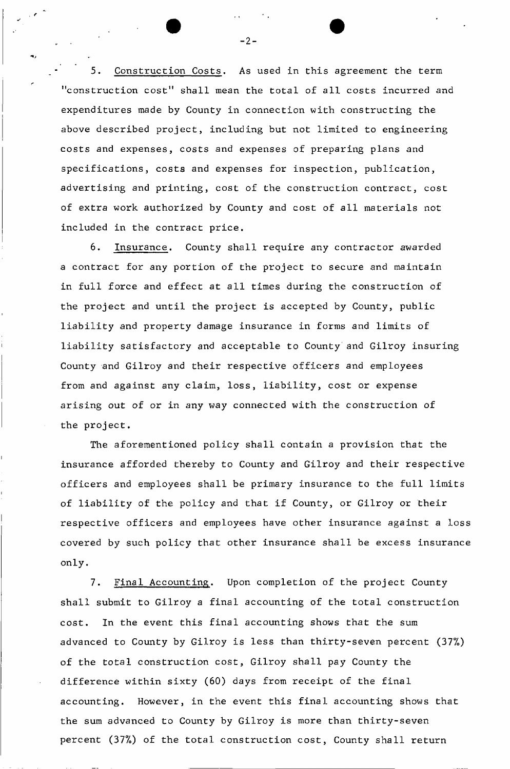5. Construction Costs. As used in this agreement the term "construction cost" shall mean the total of all costs incurred and expenditures made by County in connection with constructing the above described project, including but not limited to engineering costs and expenses, costs and expenses of preparing plans and specifications, costs and expenses for inspection, publication, advertising and printing, cost of the construction contract, cost of extra work authorized by County and cost of all materials not included in the contract price.

6. Insurance. County shall require any contractor awarded a contract for any portion of the project to secure and maintain in full force and effect at all times during the construction of the project and until the project is accepted by County, public liability and property damage insurance in forms and limits of liability satisfactory and acceptable to County and Gilroy insuring County and Gilroy and their respective officers and employees from and against any claim, loss, liability, cost or expense arising out of or in any way connected with the construction of the project.

The aforementioned policy shall contain a provision that the insurance afforded thereby to County and Gilroy and their respective officers and employees shall be primary insurance to the full limits of liability of the policy and that if County, or Gilroy or their respective officers and employees have other insurance against a loss covered by such policy that other insurance shall be excess insurance only.

7. Final Accounting. Upon completion of the project County shall submit to Gilroy a final accounting of the total construction cost. In the event this final accounting shows that the sum advanced to County by Gilroy is less than thirty-seven percent (37%) of the total construction cost, Gilroy shall pay County the difference within sixty (60) days from receipt of the final accounting. However, in the event this final accounting shows that the sum advanced to County by Gilroy is more than thirty-seven percent (37%) of the total construction cost, County shall return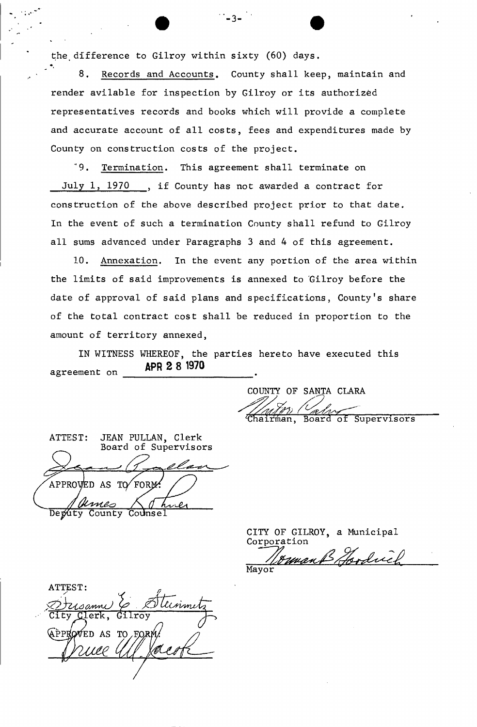the difference to Gilroy within sixty (60) days.

8. Records and Accounts. County shall keep, maintain and render avilable for inspection by Gilroy or its authorized representatives records and books which will provide a complete and accurate account of all costs, fees and expenditures made by County on construction costs of the project.

9. Termination. This agreement shall terminate on July 1, 1970, if County has not awarded a contract for construction of the above described project prior to that date. In the event of such a termination County shall refund to Gilroy all sums advanced under Paragraphs 3 and 4 of this agreement.

10. Annexation. In the event any portion of the area within the limits of said improvements is annexed to Gilroy before the date of approval of said plans and specifications, County's share of the total contract cost shall be reduced in proportion to the amount of territory annexed,

IN WITNESS WHEREOF, the parties hereto have executed this agreement on APR 2 8 1970.

COUNTY OF SANTA CLARA

Chairman, Board of Supervisors

ATTEST: JEAN PULLAN, Clerk
Board of Supervisors

APPROVED AS TO FORM:

Deputy County Counsel

CITY OF GILROY, a Municipal Corporation

Mayor

ATTEST:

City Clerk, Gilroy

APPROVED AS TO FORM: